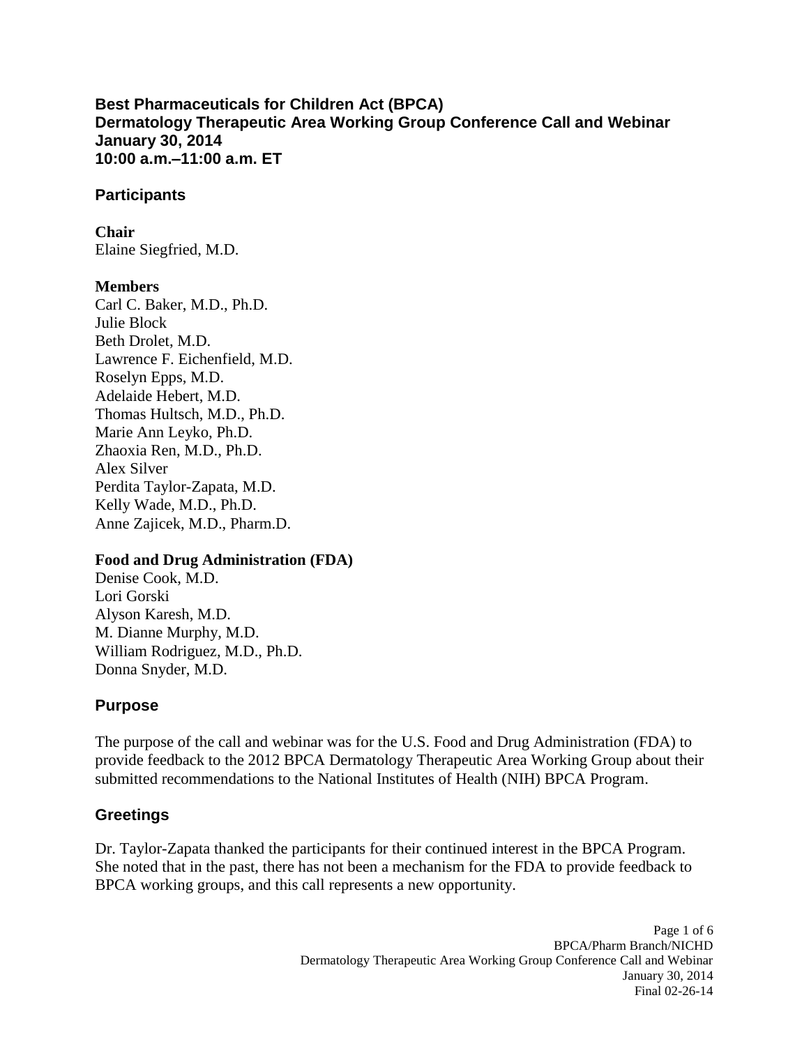# Best Pharmaceuticals for Children Act (BPCA)
# Dermatology Therapeutic Area Working Group Conference Call and Webinar
# January 30, 2014
# 10:00 a.m.–11:00 a.m. ET

## Participants

**Chair**
Elaine Siegfried, M.D.

**Members**
Carl C. Baker, M.D., Ph.D.
Julie Block
Beth Drolet, M.D.
Lawrence F. Eichenfield, M.D.
Roselyn Epps, M.D.
Adelaide Hebert, M.D.
Thomas Hultsch, M.D., Ph.D.
Marie Ann Leyko, Ph.D.
Zhaoxia Ren, M.D., Ph.D.
Alex Silver
Perdita Taylor-Zapata, M.D.
Kelly Wade, M.D., Ph.D.
Anne Zajicek, M.D., Pharm.D.

**Food and Drug Administration (FDA)**
Denise Cook, M.D.
Lori Gorski
Alyson Karesh, M.D.
M. Dianne Murphy, M.D.
William Rodriguez, M.D., Ph.D.
Donna Snyder, M.D.

## Purpose

The purpose of the call and webinar was for the U.S. Food and Drug Administration (FDA) to provide feedback to the 2012 BPCA Dermatology Therapeutic Area Working Group about their submitted recommendations to the National Institutes of Health (NIH) BPCA Program.

## Greetings

Dr. Taylor-Zapata thanked the participants for their continued interest in the BPCA Program. She noted that in the past, there has not been a mechanism for the FDA to provide feedback to BPCA working groups, and this call represents a new opportunity.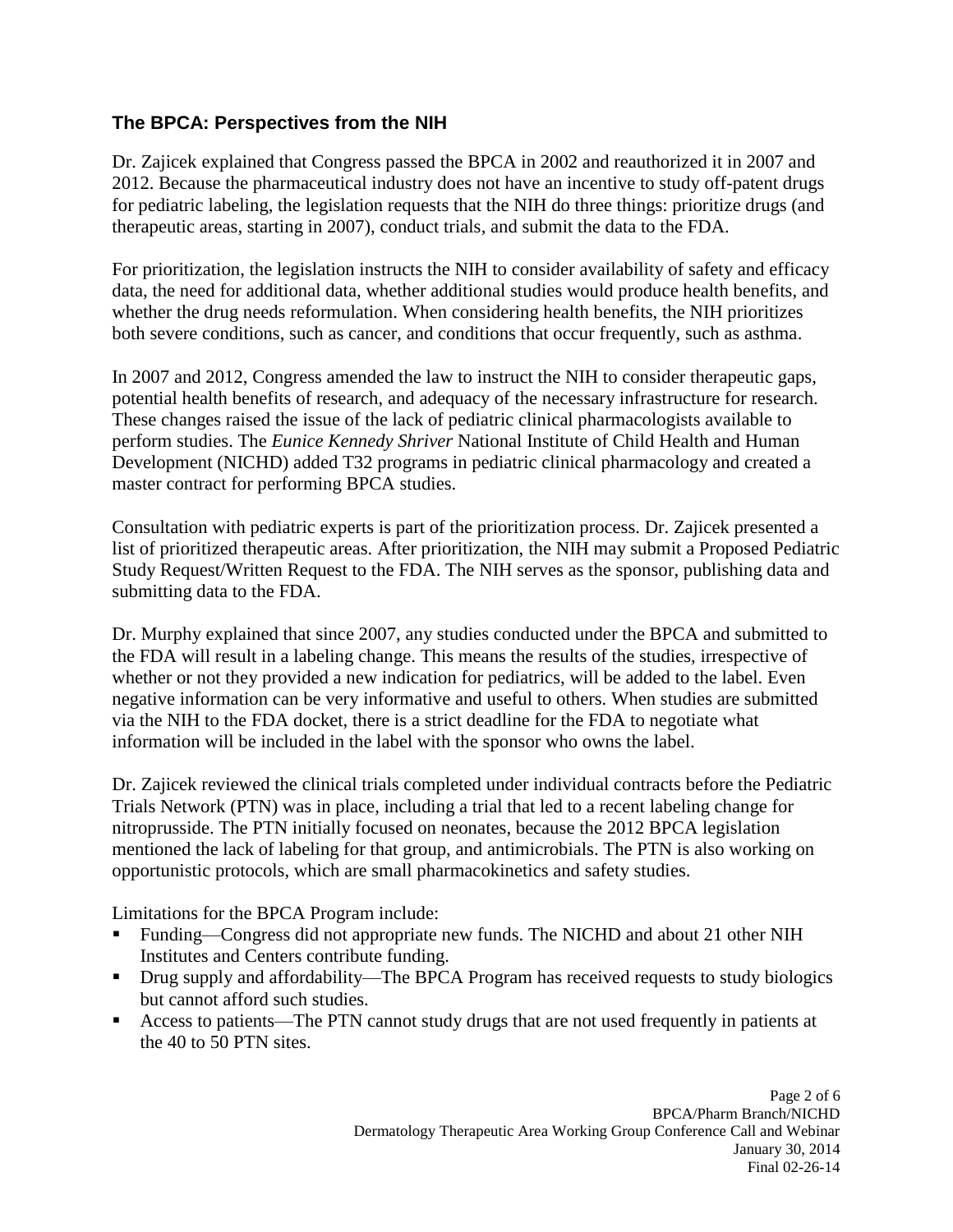## The BPCA: Perspectives from the NIH

Dr. Zajicek explained that Congress passed the BPCA in 2002 and reauthorized it in 2007 and 2012. Because the pharmaceutical industry does not have an incentive to study off-patent drugs for pediatric labeling, the legislation requests that the NIH do three things: prioritize drugs (and therapeutic areas, starting in 2007), conduct trials, and submit the data to the FDA.

For prioritization, the legislation instructs the NIH to consider availability of safety and efficacy data, the need for additional data, whether additional studies would produce health benefits, and whether the drug needs reformulation. When considering health benefits, the NIH prioritizes both severe conditions, such as cancer, and conditions that occur frequently, such as asthma.

In 2007 and 2012, Congress amended the law to instruct the NIH to consider therapeutic gaps, potential health benefits of research, and adequacy of the necessary infrastructure for research. These changes raised the issue of the lack of pediatric clinical pharmacologists available to perform studies. The *Eunice Kennedy Shriver* National Institute of Child Health and Human Development (NICHD) added T32 programs in pediatric clinical pharmacology and created a master contract for performing BPCA studies.

Consultation with pediatric experts is part of the prioritization process. Dr. Zajicek presented a list of prioritized therapeutic areas. After prioritization, the NIH may submit a Proposed Pediatric Study Request/Written Request to the FDA. The NIH serves as the sponsor, publishing data and submitting data to the FDA.

Dr. Murphy explained that since 2007, any studies conducted under the BPCA and submitted to the FDA will result in a labeling change. This means the results of the studies, irrespective of whether or not they provided a new indication for pediatrics, will be added to the label. Even negative information can be very informative and useful to others. When studies are submitted via the NIH to the FDA docket, there is a strict deadline for the FDA to negotiate what information will be included in the label with the sponsor who owns the label.

Dr. Zajicek reviewed the clinical trials completed under individual contracts before the Pediatric Trials Network (PTN) was in place, including a trial that led to a recent labeling change for nitroprusside. The PTN initially focused on neonates, because the 2012 BPCA legislation mentioned the lack of labeling for that group, and antimicrobials. The PTN is also working on opportunistic protocols, which are small pharmacokinetics and safety studies.

Limitations for the BPCA Program include:

- Funding—Congress did not appropriate new funds. The NICHD and about 21 other NIH Institutes and Centers contribute funding.
- Drug supply and affordability—The BPCA Program has received requests to study biologics but cannot afford such studies.
- Access to patients—The PTN cannot study drugs that are not used frequently in patients at the 40 to 50 PTN sites.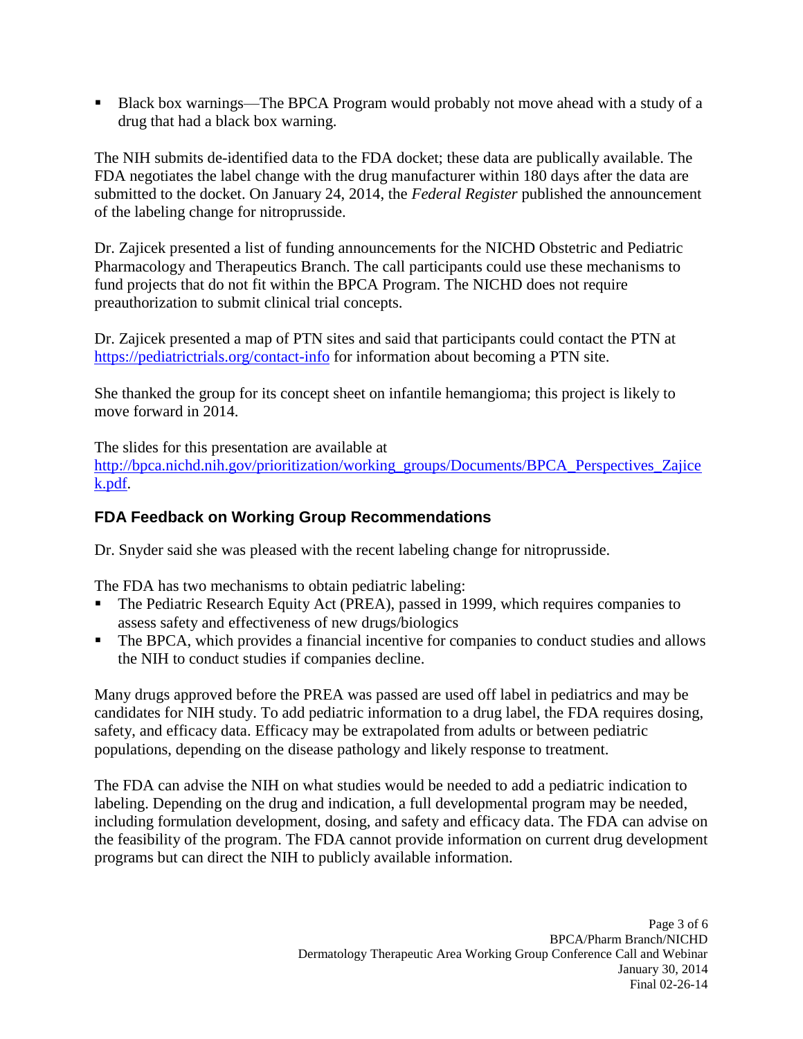- Black box warnings—The BPCA Program would probably not move ahead with a study of a drug that had a black box warning.

The NIH submits de-identified data to the FDA docket; these data are publically available. The FDA negotiates the label change with the drug manufacturer within 180 days after the data are submitted to the docket. On January 24, 2014, the *Federal Register* published the announcement of the labeling change for nitroprusside.

Dr. Zajicek presented a list of funding announcements for the NICHD Obstetric and Pediatric Pharmacology and Therapeutics Branch. The call participants could use these mechanisms to fund projects that do not fit within the BPCA Program. The NICHD does not require preauthorization to submit clinical trial concepts.

Dr. Zajicek presented a map of PTN sites and said that participants could contact the PTN at https://pediatrictrials.org/contact-info for information about becoming a PTN site.

She thanked the group for its concept sheet on infantile hemangioma; this project is likely to move forward in 2014.

The slides for this presentation are available at http://bpca.nichd.nih.gov/prioritization/working_groups/Documents/BPCA_Perspectives_Zajicek.pdf.

## FDA Feedback on Working Group Recommendations

Dr. Snyder said she was pleased with the recent labeling change for nitroprusside.

The FDA has two mechanisms to obtain pediatric labeling:

- The Pediatric Research Equity Act (PREA), passed in 1999, which requires companies to assess safety and effectiveness of new drugs/biologics
- The BPCA, which provides a financial incentive for companies to conduct studies and allows the NIH to conduct studies if companies decline.

Many drugs approved before the PREA was passed are used off label in pediatrics and may be candidates for NIH study. To add pediatric information to a drug label, the FDA requires dosing, safety, and efficacy data. Efficacy may be extrapolated from adults or between pediatric populations, depending on the disease pathology and likely response to treatment.

The FDA can advise the NIH on what studies would be needed to add a pediatric indication to labeling. Depending on the drug and indication, a full developmental program may be needed, including formulation development, dosing, and safety and efficacy data. The FDA can advise on the feasibility of the program. The FDA cannot provide information on current drug development programs but can direct the NIH to publicly available information.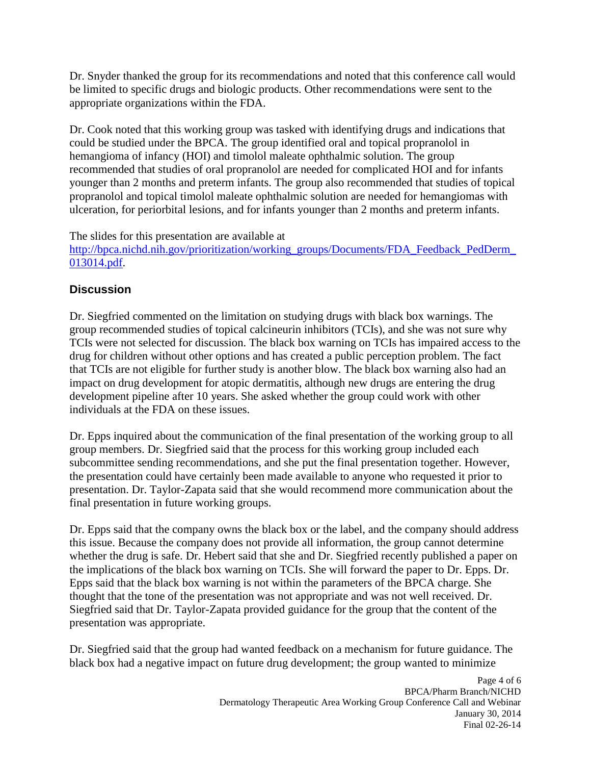Dr. Snyder thanked the group for its recommendations and noted that this conference call would be limited to specific drugs and biologic products. Other recommendations were sent to the appropriate organizations within the FDA.

Dr. Cook noted that this working group was tasked with identifying drugs and indications that could be studied under the BPCA. The group identified oral and topical propranolol in hemangioma of infancy (HOI) and timolol maleate ophthalmic solution. The group recommended that studies of oral propranolol are needed for complicated HOI and for infants younger than 2 months and preterm infants. The group also recommended that studies of topical propranolol and topical timolol maleate ophthalmic solution are needed for hemangiomas with ulceration, for periorbital lesions, and for infants younger than 2 months and preterm infants.

The slides for this presentation are available at [http://bpca.nichd.nih.gov/prioritization/working_groups/Documents/FDA_Feedback_PedDerm_013014.pdf](http://bpca.nichd.nih.gov/prioritization/working_groups/Documents/FDA_Feedback_PedDerm_013014.pdf).

## Discussion

Dr. Siegfried commented on the limitation on studying drugs with black box warnings. The group recommended studies of topical calcineurin inhibitors (TCIs), and she was not sure why TCIs were not selected for discussion. The black box warning on TCIs has impaired access to the drug for children without other options and has created a public perception problem. The fact that TCIs are not eligible for further study is another blow. The black box warning also had an impact on drug development for atopic dermatitis, although new drugs are entering the drug development pipeline after 10 years. She asked whether the group could work with other individuals at the FDA on these issues.

Dr. Epps inquired about the communication of the final presentation of the working group to all group members. Dr. Siegfried said that the process for this working group included each subcommittee sending recommendations, and she put the final presentation together. However, the presentation could have certainly been made available to anyone who requested it prior to presentation. Dr. Taylor-Zapata said that she would recommend more communication about the final presentation in future working groups.

Dr. Epps said that the company owns the black box or the label, and the company should address this issue. Because the company does not provide all information, the group cannot determine whether the drug is safe. Dr. Hebert said that she and Dr. Siegfried recently published a paper on the implications of the black box warning on TCIs. She will forward the paper to Dr. Epps. Dr. Epps said that the black box warning is not within the parameters of the BPCA charge. She thought that the tone of the presentation was not appropriate and was not well received. Dr. Siegfried said that Dr. Taylor-Zapata provided guidance for the group that the content of the presentation was appropriate.

Dr. Siegfried said that the group had wanted feedback on a mechanism for future guidance. The black box had a negative impact on future drug development; the group wanted to minimize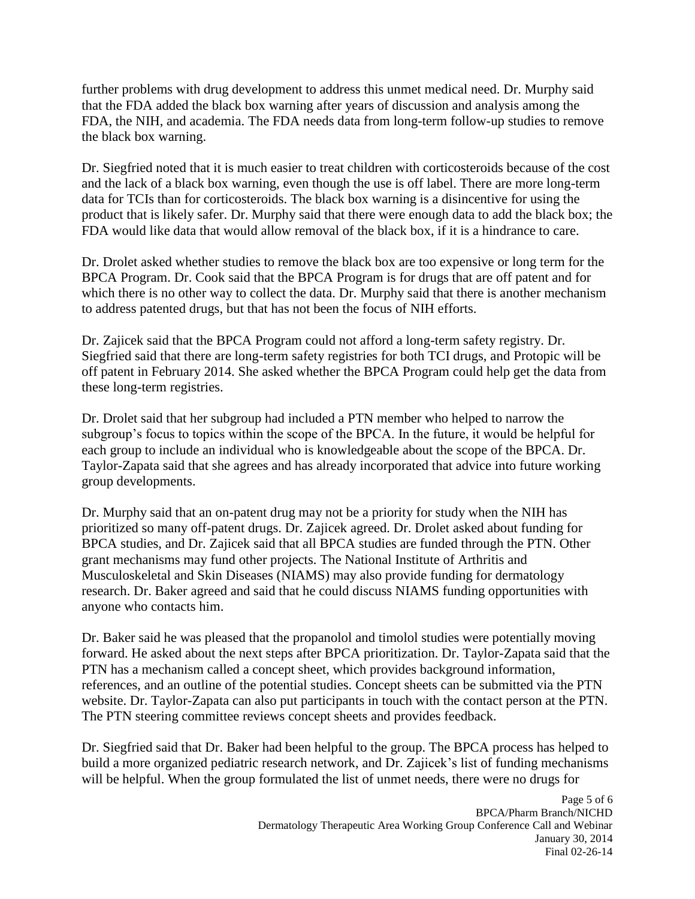further problems with drug development to address this unmet medical need. Dr. Murphy said that the FDA added the black box warning after years of discussion and analysis among the FDA, the NIH, and academia. The FDA needs data from long-term follow-up studies to remove the black box warning.

Dr. Siegfried noted that it is much easier to treat children with corticosteroids because of the cost and the lack of a black box warning, even though the use is off label. There are more long-term data for TCIs than for corticosteroids. The black box warning is a disincentive for using the product that is likely safer. Dr. Murphy said that there were enough data to add the black box; the FDA would like data that would allow removal of the black box, if it is a hindrance to care.

Dr. Drolet asked whether studies to remove the black box are too expensive or long term for the BPCA Program. Dr. Cook said that the BPCA Program is for drugs that are off patent and for which there is no other way to collect the data. Dr. Murphy said that there is another mechanism to address patented drugs, but that has not been the focus of NIH efforts.

Dr. Zajicek said that the BPCA Program could not afford a long-term safety registry. Dr. Siegfried said that there are long-term safety registries for both TCI drugs, and Protopic will be off patent in February 2014. She asked whether the BPCA Program could help get the data from these long-term registries.

Dr. Drolet said that her subgroup had included a PTN member who helped to narrow the subgroup's focus to topics within the scope of the BPCA. In the future, it would be helpful for each group to include an individual who is knowledgeable about the scope of the BPCA. Dr. Taylor-Zapata said that she agrees and has already incorporated that advice into future working group developments.

Dr. Murphy said that an on-patent drug may not be a priority for study when the NIH has prioritized so many off-patent drugs. Dr. Zajicek agreed. Dr. Drolet asked about funding for BPCA studies, and Dr. Zajicek said that all BPCA studies are funded through the PTN. Other grant mechanisms may fund other projects. The National Institute of Arthritis and Musculoskeletal and Skin Diseases (NIAMS) may also provide funding for dermatology research. Dr. Baker agreed and said that he could discuss NIAMS funding opportunities with anyone who contacts him.

Dr. Baker said he was pleased that the propanolol and timolol studies were potentially moving forward. He asked about the next steps after BPCA prioritization. Dr. Taylor-Zapata said that the PTN has a mechanism called a concept sheet, which provides background information, references, and an outline of the potential studies. Concept sheets can be submitted via the PTN website. Dr. Taylor-Zapata can also put participants in touch with the contact person at the PTN. The PTN steering committee reviews concept sheets and provides feedback.

Dr. Siegfried said that Dr. Baker had been helpful to the group. The BPCA process has helped to build a more organized pediatric research network, and Dr. Zajicek's list of funding mechanisms will be helpful. When the group formulated the list of unmet needs, there were no drugs for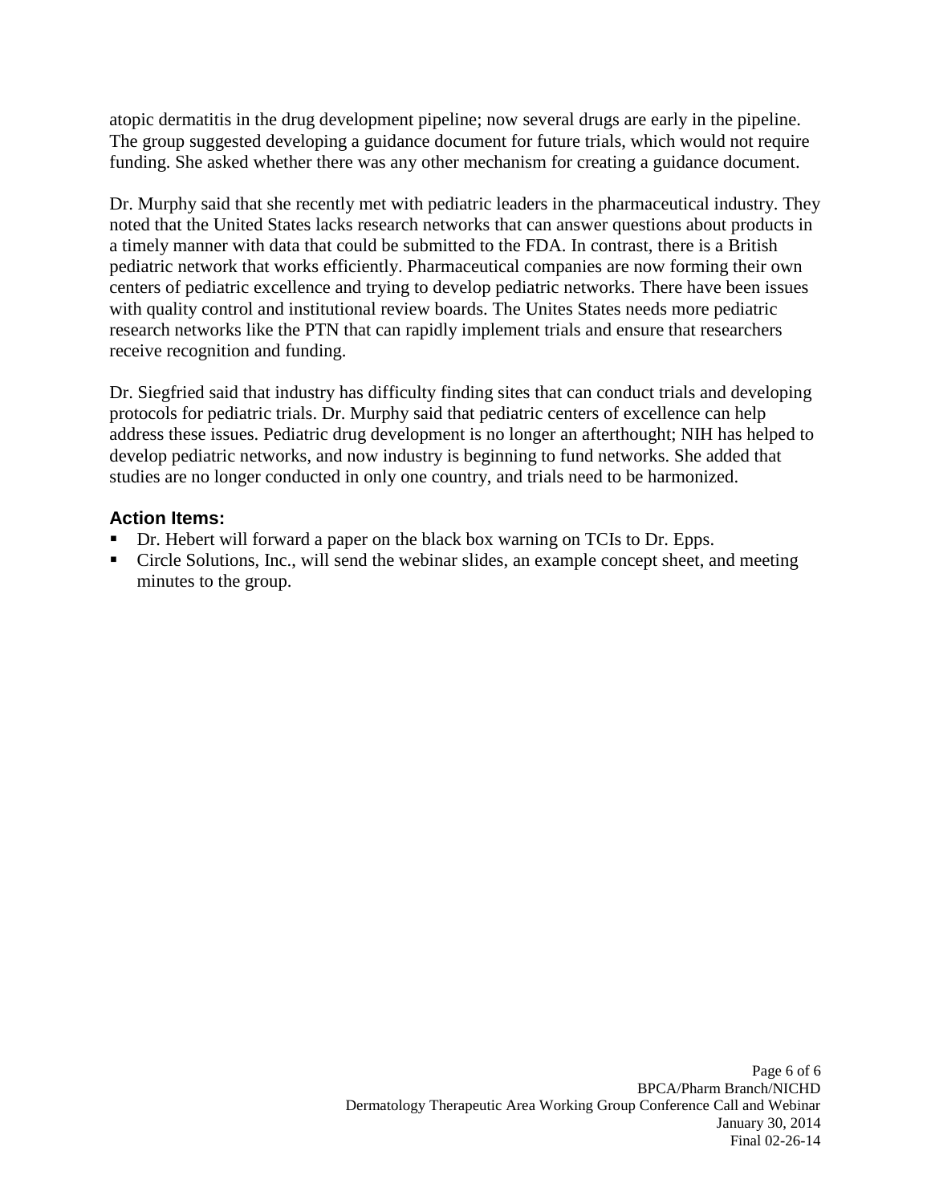atopic dermatitis in the drug development pipeline; now several drugs are early in the pipeline. The group suggested developing a guidance document for future trials, which would not require funding. She asked whether there was any other mechanism for creating a guidance document.

Dr. Murphy said that she recently met with pediatric leaders in the pharmaceutical industry. They noted that the United States lacks research networks that can answer questions about products in a timely manner with data that could be submitted to the FDA. In contrast, there is a British pediatric network that works efficiently. Pharmaceutical companies are now forming their own centers of pediatric excellence and trying to develop pediatric networks. There have been issues with quality control and institutional review boards. The Unites States needs more pediatric research networks like the PTN that can rapidly implement trials and ensure that researchers receive recognition and funding.

Dr. Siegfried said that industry has difficulty finding sites that can conduct trials and developing protocols for pediatric trials. Dr. Murphy said that pediatric centers of excellence can help address these issues. Pediatric drug development is no longer an afterthought; NIH has helped to develop pediatric networks, and now industry is beginning to fund networks. She added that studies are no longer conducted in only one country, and trials need to be harmonized.

### Action Items:

- Dr. Hebert will forward a paper on the black box warning on TCIs to Dr. Epps.
- Circle Solutions, Inc., will send the webinar slides, an example concept sheet, and meeting minutes to the group.